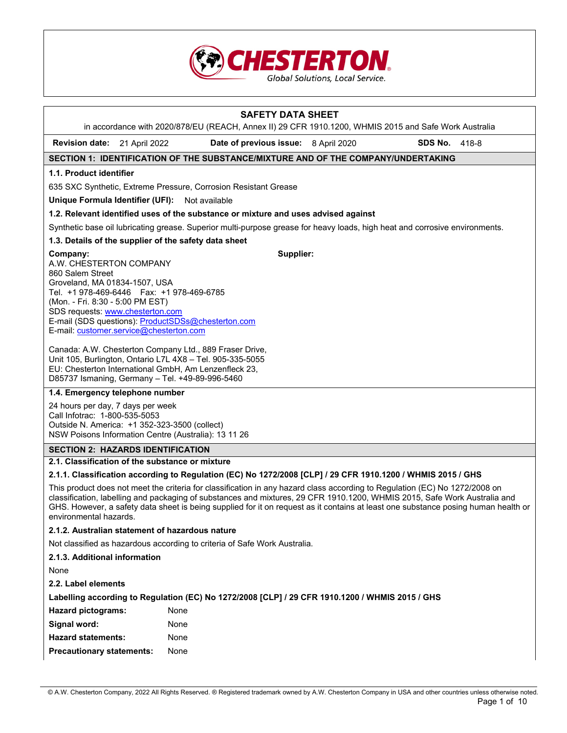CHESTERTON
Global Solutions, Local Service.

# SAFETY DATA SHEET

in accordance with 2020/878/EU (REACH, Annex II) 29 CFR 1910.1200, WHMIS 2015 and Safe Work Australia

**Revision date:** 21 April 2022 **Date of previous issue:** 8 April 2020 **SDS No.** 418-8

## SECTION 1: IDENTIFICATION OF THE SUBSTANCE/MIXTURE AND OF THE COMPANY/UNDERTAKING

### 1.1. Product identifier

635 SXC Synthetic, Extreme Pressure, Corrosion Resistant Grease

**Unique Formula Identifier (UFI):** Not available

### 1.2. Relevant identified uses of the substance or mixture and uses advised against

Synthetic base oil lubricating grease. Superior multi-purpose grease for heavy loads, high heat and corrosive environments.

### 1.3. Details of the supplier of the safety data sheet

**Company:**
A.W. CHESTERTON COMPANY
860 Salem Street
Groveland, MA 01834-1507, USA
Tel. +1 978-469-6446 Fax: +1 978-469-6785
(Mon. - Fri. 8:30 - 5:00 PM EST)
SDS requests: www.chesterton.com
E-mail (SDS questions): ProductSDSs@chesterton.com
E-mail: customer.service@chesterton.com

Canada: A.W. Chesterton Company Ltd., 889 Fraser Drive, Unit 105, Burlington, Ontario L7L 4X8 – Tel. 905-335-5055
EU: Chesterton International GmbH, Am Lenzenfleck 23, D85737 Ismaning, Germany – Tel. +49-89-996-5460

**Supplier:**

### 1.4. Emergency telephone number

24 hours per day, 7 days per week
Call Infotrac: 1-800-535-5053
Outside N. America: +1 352-323-3500 (collect)
NSW Poisons Information Centre (Australia): 13 11 26

## SECTION 2: HAZARDS IDENTIFICATION

### 2.1. Classification of the substance or mixture

#### 2.1.1. Classification according to Regulation (EC) No 1272/2008 [CLP] / 29 CFR 1910.1200 / WHMIS 2015 / GHS

This product does not meet the criteria for classification in any hazard class according to Regulation (EC) No 1272/2008 on classification, labelling and packaging of substances and mixtures, 29 CFR 1910.1200, WHMIS 2015, Safe Work Australia and GHS. However, a safety data sheet is being supplied for it on request as it contains at least one substance posing human health or environmental hazards.

#### 2.1.2. Australian statement of hazardous nature

Not classified as hazardous according to criteria of Safe Work Australia.

#### 2.1.3. Additional information

None

### 2.2. Label elements

**Labelling according to Regulation (EC) No 1272/2008 [CLP] / 29 CFR 1910.1200 / WHMIS 2015 / GHS**

**Hazard pictograms:** None

**Signal word:** None

**Hazard statements:** None

**Precautionary statements:** None

© A.W. Chesterton Company, 2022 All Rights Reserved. ® Registered trademark owned by A.W. Chesterton Company in USA and other countries unless otherwise noted.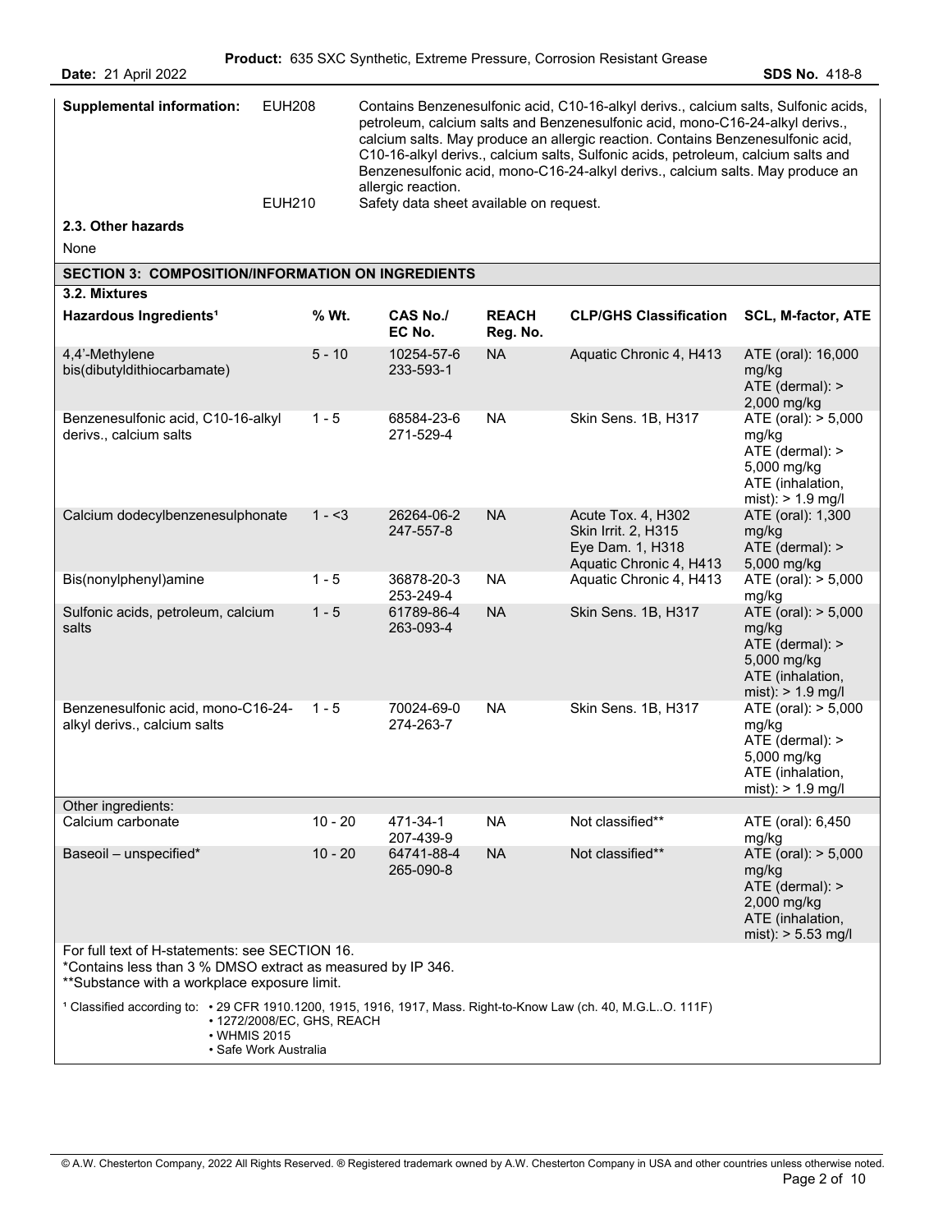| **Supplemental information:** | EUH208 | Contains Benzenesulfonic acid, C10-16-alkyl derivs., calcium salts, Sulfonic acids, petroleum, calcium salts and Benzenesulfonic acid, mono-C16-24-alkyl derivs., calcium salts. May produce an allergic reaction. Contains Benzenesulfonic acid, C10-16-alkyl derivs., calcium salts, Sulfonic acids, petroleum, calcium salts and Benzenesulfonic acid, mono-C16-24-alkyl derivs., calcium salts. May produce an allergic reaction. |
|---|---|---|
| | EUH210 | Safety data sheet available on request. |

### 2.3. Other hazards

None

## SECTION 3: COMPOSITION/INFORMATION ON INGREDIENTS

### 3.2. Mixtures

| Hazardous Ingredients[1] | % Wt. | CAS No./ EC No. | REACH Reg. No. | CLP/GHS Classification | SCL, M-factor, ATE |
|---|---|---|---|---|---|
| 4,4'-Methylene bis(dibutyldithiocarbamate) | 5 - 10 | 10254-57-6 233-593-1 | NA | Aquatic Chronic 4, H413 | ATE (oral): 16,000 mg/kg ATE (dermal): > 2,000 mg/kg |
| Benzenesulfonic acid, C10-16-alkyl derivs., calcium salts | 1 - 5 | 68584-23-6 271-529-4 | NA | Skin Sens. 1B, H317 | ATE (oral): > 5,000 mg/kg ATE (dermal): > 5,000 mg/kg ATE (inhalation, mist): > 1.9 mg/l |
| Calcium dodecylbenzenesulphonate | 1 - <3 | 26264-06-2 247-557-8 | NA | Acute Tox. 4, H302 Skin Irrit. 2, H315 Eye Dam. 1, H318 Aquatic Chronic 4, H413 | ATE (oral): 1,300 mg/kg ATE (dermal): > 5,000 mg/kg |
| Bis(nonylphenyl)amine | 1 - 5 | 36878-20-3 253-249-4 | NA | Aquatic Chronic 4, H413 | ATE (oral): > 5,000 mg/kg |
| Sulfonic acids, petroleum, calcium salts | 1 - 5 | 61789-86-4 263-093-4 | NA | Skin Sens. 1B, H317 | ATE (oral): > 5,000 mg/kg ATE (dermal): > 5,000 mg/kg ATE (inhalation, mist): > 1.9 mg/l |
| Benzenesulfonic acid, mono-C16-24-alkyl derivs., calcium salts | 1 - 5 | 70024-69-0 274-263-7 | NA | Skin Sens. 1B, H317 | ATE (oral): > 5,000 mg/kg ATE (dermal): > 5,000 mg/kg ATE (inhalation, mist): > 1.9 mg/l |
| Other ingredients: | | | | | |
| Calcium carbonate | 10 - 20 | 471-34-1 207-439-9 | NA | Not classified** | ATE (oral): 6,450 mg/kg |
| Baseoil – unspecified* | 10 - 20 | 64741-88-4 265-090-8 | NA | Not classified** | ATE (oral): > 5,000 mg/kg ATE (dermal): > 2,000 mg/kg ATE (inhalation, mist): > 5.53 mg/l |

For full text of H-statements: see SECTION 16.
*Contains less than 3 % DMSO extract as measured by IP 346.
**Substance with a workplace exposure limit.

[1] Classified according to:
- 29 CFR 1910.1200, 1915, 1916, 1917, Mass. Right-to-Know Law (ch. 40, M.G.L..O. 111F)
- 1272/2008/EC, GHS, REACH
- WHMIS 2015
- Safe Work Australia

© A.W. Chesterton Company, 2022 All Rights Reserved. ® Registered trademark owned by A.W. Chesterton Company in USA and other countries unless otherwise noted.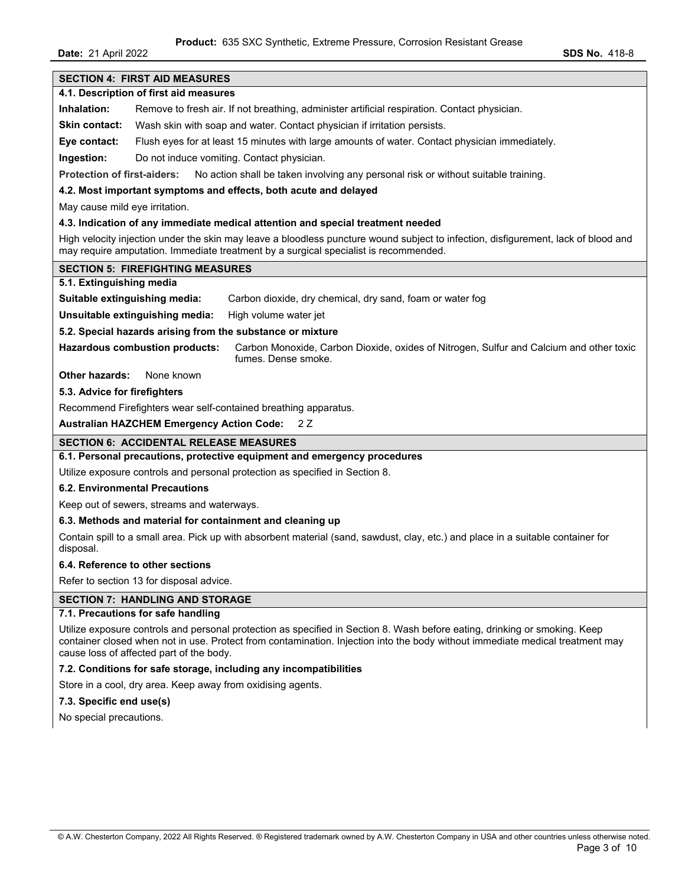## SECTION 4: FIRST AID MEASURES

### 4.1. Description of first aid measures

**Inhalation:** Remove to fresh air. If not breathing, administer artificial respiration. Contact physician.

**Skin contact:** Wash skin with soap and water. Contact physician if irritation persists.

**Eye contact:** Flush eyes for at least 15 minutes with large amounts of water. Contact physician immediately.

**Ingestion:** Do not induce vomiting. Contact physician.

**Protection of first-aiders:** No action shall be taken involving any personal risk or without suitable training.

### 4.2. Most important symptoms and effects, both acute and delayed

May cause mild eye irritation.

### 4.3. Indication of any immediate medical attention and special treatment needed

High velocity injection under the skin may leave a bloodless puncture wound subject to infection, disfigurement, lack of blood and may require amputation. Immediate treatment by a surgical specialist is recommended.

## SECTION 5: FIREFIGHTING MEASURES

### 5.1. Extinguishing media

**Suitable extinguishing media:** Carbon dioxide, dry chemical, dry sand, foam or water fog

**Unsuitable extinguishing media:** High volume water jet

### 5.2. Special hazards arising from the substance or mixture

**Hazardous combustion products:** Carbon Monoxide, Carbon Dioxide, oxides of Nitrogen, Sulfur and Calcium and other toxic fumes. Dense smoke.

**Other hazards:** None known

### 5.3. Advice for firefighters

Recommend Firefighters wear self-contained breathing apparatus.

**Australian HAZCHEM Emergency Action Code:** 2 Z

## SECTION 6: ACCIDENTAL RELEASE MEASURES

### 6.1. Personal precautions, protective equipment and emergency procedures

Utilize exposure controls and personal protection as specified in Section 8.

### 6.2. Environmental Precautions

Keep out of sewers, streams and waterways.

### 6.3. Methods and material for containment and cleaning up

Contain spill to a small area. Pick up with absorbent material (sand, sawdust, clay, etc.) and place in a suitable container for disposal.

### 6.4. Reference to other sections

Refer to section 13 for disposal advice.

## SECTION 7: HANDLING AND STORAGE

### 7.1. Precautions for safe handling

Utilize exposure controls and personal protection as specified in Section 8. Wash before eating, drinking or smoking. Keep container closed when not in use. Protect from contamination. Injection into the body without immediate medical treatment may cause loss of affected part of the body.

### 7.2. Conditions for safe storage, including any incompatibilities

Store in a cool, dry area. Keep away from oxidising agents.

### 7.3. Specific end use(s)

No special precautions.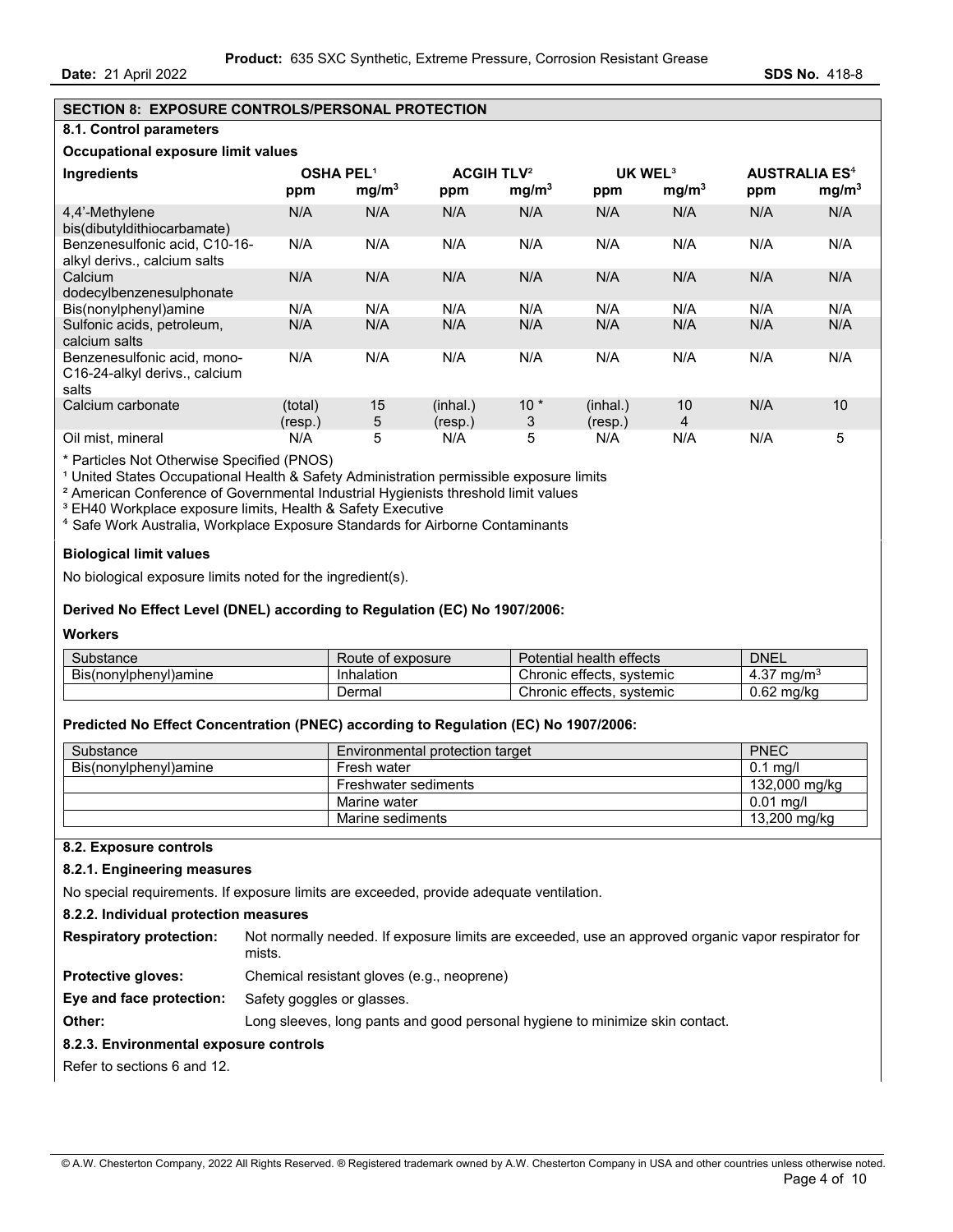## SECTION 8: EXPOSURE CONTROLS/PERSONAL PROTECTION

### 8.1. Control parameters

**Occupational exposure limit values**

| Ingredients | OSHA PEL[1] | | ACGIH TLV[2] | | UK WEL[3] | | AUSTRALIA ES[4] | |
|---|---|---|---|---|---|---|---|---|
| | ppm | $mg/m^3$ | ppm | $mg/m^3$ | ppm | $mg/m^3$ | ppm | $mg/m^3$ |
| 4,4'-Methylene bis(dibutyldithiocarbamate) | N/A | N/A | N/A | N/A | N/A | N/A | N/A | N/A |
| Benzenesulfonic acid, C10-16-alkyl derivs., calcium salts | N/A | N/A | N/A | N/A | N/A | N/A | N/A | N/A |
| Calcium dodecylbenzenesulphonate | N/A | N/A | N/A | N/A | N/A | N/A | N/A | N/A |
| Bis(nonylphenyl)amine | N/A | N/A | N/A | N/A | N/A | N/A | N/A | N/A |
| Sulfonic acids, petroleum, calcium salts | N/A | N/A | N/A | N/A | N/A | N/A | N/A | N/A |
| Benzenesulfonic acid, mono-C16-24-alkyl derivs., calcium salts | N/A | N/A | N/A | N/A | N/A | N/A | N/A | N/A |
| Calcium carbonate | (total) (resp.) | 15 5 | (inhal.) (resp.) | 10 * 3 | (inhal.) (resp.) | 10 4 | N/A | 10 |
| Oil mist, mineral | N/A | 5 | N/A | 5 | N/A | N/A | N/A | 5 |

\* Particles Not Otherwise Specified (PNOS)

[1] United States Occupational Health & Safety Administration permissible exposure limits

[2] American Conference of Governmental Industrial Hygienists threshold limit values

[3] EH40 Workplace exposure limits, Health & Safety Executive

[4] Safe Work Australia, Workplace Exposure Standards for Airborne Contaminants

**Biological limit values**

No biological exposure limits noted for the ingredient(s).

**Derived No Effect Level (DNEL) according to Regulation (EC) No 1907/2006:**

**Workers**

| Substance | Route of exposure | Potential health effects | DNEL |
|---|---|---|---|
| Bis(nonylphenyl)amine | Inhalation | Chronic effects, systemic | 4.37 $mg/m^3$ |
| | Dermal | Chronic effects, systemic | 0.62 mg/kg |

**Predicted No Effect Concentration (PNEC) according to Regulation (EC) No 1907/2006:**

| Substance | Environmental protection target | PNEC |
|---|---|---|
| Bis(nonylphenyl)amine | Fresh water | 0.1 mg/l |
| | Freshwater sediments | 132,000 mg/kg |
| | Marine water | 0.01 mg/l |
| | Marine sediments | 13,200 mg/kg |

### 8.2. Exposure controls

#### 8.2.1. Engineering measures

No special requirements. If exposure limits are exceeded, provide adequate ventilation.

#### 8.2.2. Individual protection measures

**Respiratory protection:** Not normally needed. If exposure limits are exceeded, use an approved organic vapor respirator for mists.

**Protective gloves:** Chemical resistant gloves (e.g., neoprene)

**Eye and face protection:** Safety goggles or glasses.

**Other:** Long sleeves, long pants and good personal hygiene to minimize skin contact.

#### 8.2.3. Environmental exposure controls

Refer to sections 6 and 12.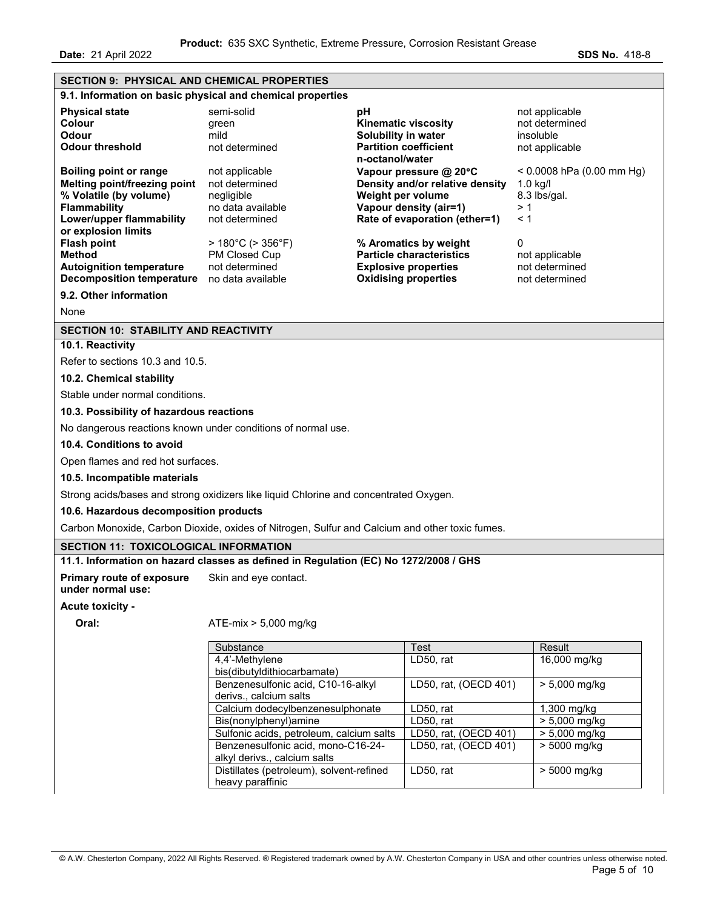## SECTION 9: PHYSICAL AND CHEMICAL PROPERTIES

### 9.1. Information on basic physical and chemical properties

| Property | Value | Property | Value |
|---|---|---|---|
| **Physical state** | semi-solid | **pH** | not applicable |
| **Colour** | green | **Kinematic viscosity** | not determined |
| **Odour** | mild | **Solubility in water** | insoluble |
| **Odour threshold** | not determined | **Partition coefficient n-octanol/water** | not applicable |
| **Boiling point or range** | not applicable | **Vapour pressure @ 20°C** | < 0.0008 hPa (0.00 mm Hg) |
| **Melting point/freezing point** | not determined | **Density and/or relative density** | 1.0 kg/l |
| **% Volatile (by volume)** | negligible | **Weight per volume** | 8.3 lbs/gal. |
| **Flammability** | no data available | **Vapour density (air=1)** | > 1 |
| **Lower/upper flammability or explosion limits** | not determined | **Rate of evaporation (ether=1)** | < 1 |
| **Flash point** | > 180°C (> 356°F) | **% Aromatics by weight** | 0 |
| **Method** | PM Closed Cup | **Particle characteristics** | not applicable |
| **Autoignition temperature** | not determined | **Explosive properties** | not determined |
| **Decomposition temperature** | no data available | **Oxidising properties** | not determined |

### 9.2. Other information

None

## SECTION 10: STABILITY AND REACTIVITY

### 10.1. Reactivity

Refer to sections 10.3 and 10.5.

### 10.2. Chemical stability

Stable under normal conditions.

### 10.3. Possibility of hazardous reactions

No dangerous reactions known under conditions of normal use.

### 10.4. Conditions to avoid

Open flames and red hot surfaces.

### 10.5. Incompatible materials

Strong acids/bases and strong oxidizers like liquid Chlorine and concentrated Oxygen.

### 10.6. Hazardous decomposition products

Carbon Monoxide, Carbon Dioxide, oxides of Nitrogen, Sulfur and Calcium and other toxic fumes.

## SECTION 11: TOXICOLOGICAL INFORMATION

### 11.1. Information on hazard classes as defined in Regulation (EC) No 1272/2008 / GHS

**Primary route of exposure under normal use:** Skin and eye contact.

**Acute toxicity -**

**Oral:** ATE-mix > 5,000 mg/kg

| Substance | Test | Result |
|---|---|---|
| 4,4'-Methylene bis(dibutyldithiocarbamate) | LD50, rat | 16,000 mg/kg |
| Benzenesulfonic acid, C10-16-alkyl derivs., calcium salts | LD50, rat, (OECD 401) | > 5,000 mg/kg |
| Calcium dodecylbenzenesulphonate | LD50, rat | 1,300 mg/kg |
| Bis(nonylphenyl)amine | LD50, rat | > 5,000 mg/kg |
| Sulfonic acids, petroleum, calcium salts | LD50, rat, (OECD 401) | > 5,000 mg/kg |
| Benzenesulfonic acid, mono-C16-24-alkyl derivs., calcium salts | LD50, rat, (OECD 401) | > 5000 mg/kg |
| Distillates (petroleum), solvent-refined heavy paraffinic | LD50, rat | > 5000 mg/kg |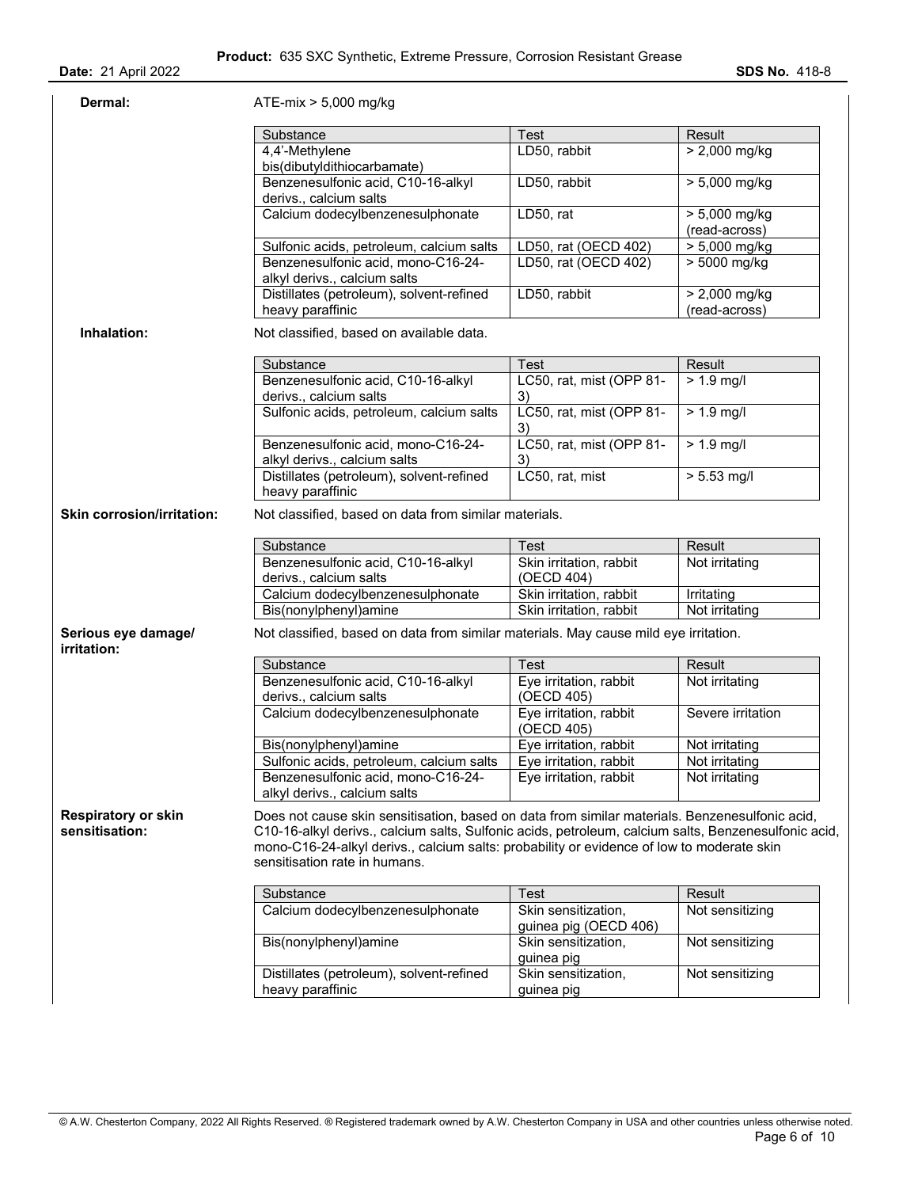**Dermal:** ATE-mix > 5,000 mg/kg

| Substance | Test | Result |
|---|---|---|
| 4,4'-Methylene bis(dibutyldithiocarbamate) | LD50, rabbit | > 2,000 mg/kg |
| Benzenesulfonic acid, C10-16-alkyl derivs., calcium salts | LD50, rabbit | > 5,000 mg/kg |
| Calcium dodecylbenzenesulphonate | LD50, rat | > 5,000 mg/kg (read-across) |
| Sulfonic acids, petroleum, calcium salts | LD50, rat (OECD 402) | > 5,000 mg/kg |
| Benzenesulfonic acid, mono-C16-24-alkyl derivs., calcium salts | LD50, rat (OECD 402) | > 5000 mg/kg |
| Distillates (petroleum), solvent-refined heavy paraffinic | LD50, rabbit | > 2,000 mg/kg (read-across) |

**Inhalation:** Not classified, based on available data.

| Substance | Test | Result |
|---|---|---|
| Benzenesulfonic acid, C10-16-alkyl derivs., calcium salts | LC50, rat, mist (OPP 81-3) | > 1.9 mg/l |
| Sulfonic acids, petroleum, calcium salts | LC50, rat, mist (OPP 81-3) | > 1.9 mg/l |
| Benzenesulfonic acid, mono-C16-24-alkyl derivs., calcium salts | LC50, rat, mist (OPP 81-3) | > 1.9 mg/l |
| Distillates (petroleum), solvent-refined heavy paraffinic | LC50, rat, mist | > 5.53 mg/l |

**Skin corrosion/irritation:** Not classified, based on data from similar materials.

| Substance | Test | Result |
|---|---|---|
| Benzenesulfonic acid, C10-16-alkyl derivs., calcium salts | Skin irritation, rabbit (OECD 404) | Not irritating |
| Calcium dodecylbenzenesulphonate | Skin irritation, rabbit | Irritating |
| Bis(nonylphenyl)amine | Skin irritation, rabbit | Not irritating |

**Serious eye damage/ irritation:** Not classified, based on data from similar materials. May cause mild eye irritation.

| Substance | Test | Result |
|---|---|---|
| Benzenesulfonic acid, C10-16-alkyl derivs., calcium salts | Eye irritation, rabbit (OECD 405) | Not irritating |
| Calcium dodecylbenzenesulphonate | Eye irritation, rabbit (OECD 405) | Severe irritation |
| Bis(nonylphenyl)amine | Eye irritation, rabbit | Not irritating |
| Sulfonic acids, petroleum, calcium salts | Eye irritation, rabbit | Not irritating |
| Benzenesulfonic acid, mono-C16-24-alkyl derivs., calcium salts | Eye irritation, rabbit | Not irritating |

**Respiratory or skin sensitisation:** Does not cause skin sensitisation, based on data from similar materials. Benzenesulfonic acid, C10-16-alkyl derivs., calcium salts, Sulfonic acids, petroleum, calcium salts, Benzenesulfonic acid, mono-C16-24-alkyl derivs., calcium salts: probability or evidence of low to moderate skin sensitisation rate in humans.

| Substance | Test | Result |
|---|---|---|
| Calcium dodecylbenzenesulphonate | Skin sensitization, guinea pig (OECD 406) | Not sensitizing |
| Bis(nonylphenyl)amine | Skin sensitization, guinea pig | Not sensitizing |
| Distillates (petroleum), solvent-refined heavy paraffinic | Skin sensitization, guinea pig | Not sensitizing |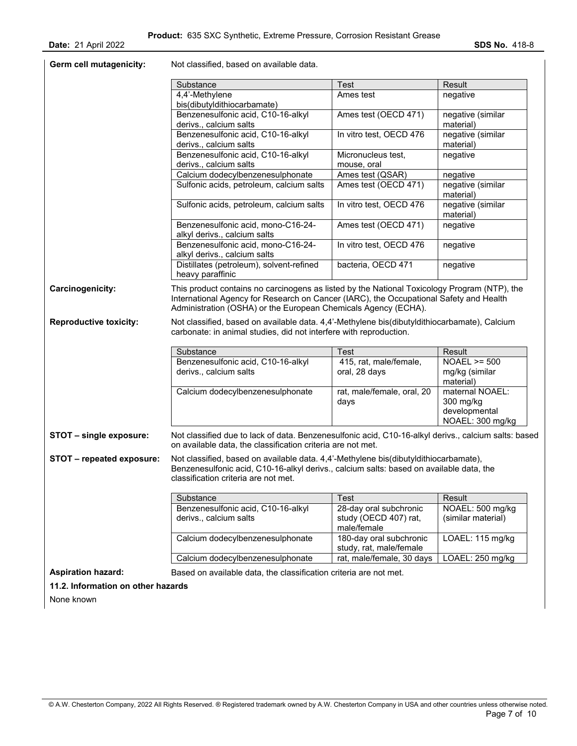**Germ cell mutagenicity:** Not classified, based on available data.

| Substance | Test | Result |
|---|---|---|
| 4,4'-Methylene bis(dibutyldithiocarbamate) | Ames test | negative |
| Benzenesulfonic acid, C10-16-alkyl derivs., calcium salts | Ames test (OECD 471) | negative (similar material) |
| Benzenesulfonic acid, C10-16-alkyl derivs., calcium salts | In vitro test, OECD 476 | negative (similar material) |
| Benzenesulfonic acid, C10-16-alkyl derivs., calcium salts | Micronucleus test, mouse, oral | negative |
| Calcium dodecylbenzenesulphonate | Ames test (QSAR) | negative |
| Sulfonic acids, petroleum, calcium salts | Ames test (OECD 471) | negative (similar material) |
| Sulfonic acids, petroleum, calcium salts | In vitro test, OECD 476 | negative (similar material) |
| Benzenesulfonic acid, mono-C16-24-alkyl derivs., calcium salts | Ames test (OECD 471) | negative |
| Benzenesulfonic acid, mono-C16-24-alkyl derivs., calcium salts | In vitro test, OECD 476 | negative |
| Distillates (petroleum), solvent-refined heavy paraffinic | bacteria, OECD 471 | negative |

**Carcinogenicity:** This product contains no carcinogens as listed by the National Toxicology Program (NTP), the International Agency for Research on Cancer (IARC), the Occupational Safety and Health Administration (OSHA) or the European Chemicals Agency (ECHA).

**Reproductive toxicity:** Not classified, based on available data. 4,4'-Methylene bis(dibutyldithiocarbamate), Calcium carbonate: in animal studies, did not interfere with reproduction.

| Substance | Test | Result |
|---|---|---|
| Benzenesulfonic acid, C10-16-alkyl derivs., calcium salts | 415, rat, male/female, oral, 28 days | NOAEL >= 500 mg/kg (similar material) |
| Calcium dodecylbenzenesulphonate | rat, male/female, oral, 20 days | maternal NOAEL: 300 mg/kg developmental NOAEL: 300 mg/kg |

**STOT – single exposure:** Not classified due to lack of data. Benzenesulfonic acid, C10-16-alkyl derivs., calcium salts: based on available data, the classification criteria are not met.

**STOT – repeated exposure:** Not classified, based on available data. 4,4'-Methylene bis(dibutyldithiocarbamate), Benzenesulfonic acid, C10-16-alkyl derivs., calcium salts: based on available data, the classification criteria are not met.

| Substance | Test | Result |
|---|---|---|
| Benzenesulfonic acid, C10-16-alkyl derivs., calcium salts | 28-day oral subchronic study (OECD 407) rat, male/female | NOAEL: 500 mg/kg (similar material) |
| Calcium dodecylbenzenesulphonate | 180-day oral subchronic study, rat, male/female | LOAEL: 115 mg/kg |
| Calcium dodecylbenzenesulphonate | rat, male/female, 30 days | LOAEL: 250 mg/kg |

**Aspiration hazard:** Based on available data, the classification criteria are not met.

**11.2. Information on other hazards**

None known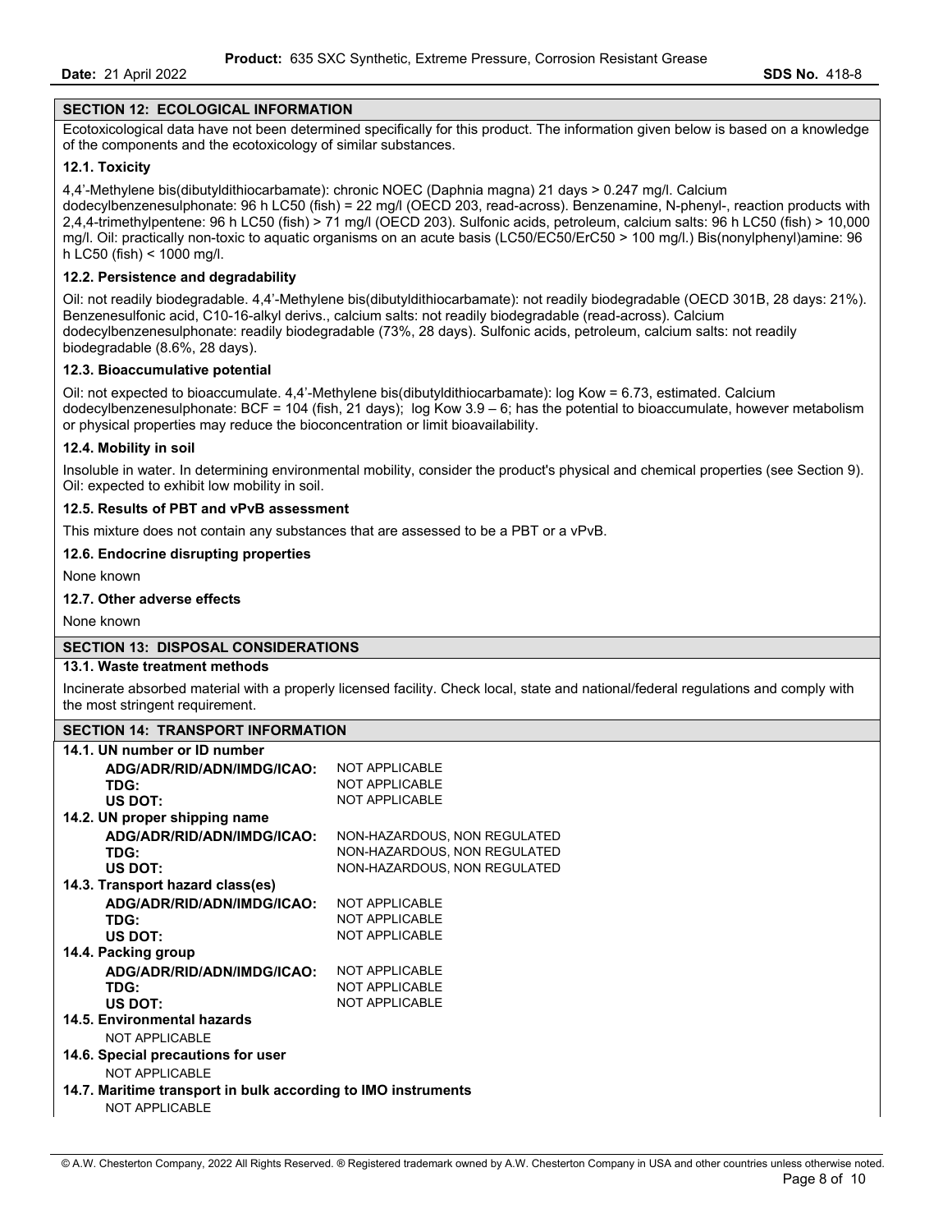## SECTION 12: ECOLOGICAL INFORMATION

Ecotoxicological data have not been determined specifically for this product. The information given below is based on a knowledge of the components and the ecotoxicology of similar substances.

### 12.1. Toxicity

4,4'-Methylene bis(dibutyldithiocarbamate): chronic NOEC (Daphnia magna) 21 days > 0.247 mg/l. Calcium dodecylbenzenesulphonate: 96 h LC50 (fish) = 22 mg/l (OECD 203, read-across). Benzenamine, N-phenyl-, reaction products with 2,4,4-trimethylpentene: 96 h LC50 (fish) > 71 mg/l (OECD 203). Sulfonic acids, petroleum, calcium salts: 96 h LC50 (fish) > 10,000 mg/l. Oil: practically non-toxic to aquatic organisms on an acute basis (LC50/EC50/ErC50 > 100 mg/l.) Bis(nonylphenyl)amine: 96 h LC50 (fish) < 1000 mg/l.

### 12.2. Persistence and degradability

Oil: not readily biodegradable. 4,4'-Methylene bis(dibutyldithiocarbamate): not readily biodegradable (OECD 301B, 28 days: 21%). Benzenesulfonic acid, C10-16-alkyl derivs., calcium salts: not readily biodegradable (read-across). Calcium dodecylbenzenesulphonate: readily biodegradable (73%, 28 days). Sulfonic acids, petroleum, calcium salts: not readily biodegradable (8.6%, 28 days).

### 12.3. Bioaccumulative potential

Oil: not expected to bioaccumulate. 4,4'-Methylene bis(dibutyldithiocarbamate): log Kow = 6.73, estimated. Calcium dodecylbenzenesulphonate: BCF = 104 (fish, 21 days); log Kow 3.9 – 6; has the potential to bioaccumulate, however metabolism or physical properties may reduce the bioconcentration or limit bioavailability.

### 12.4. Mobility in soil

Insoluble in water. In determining environmental mobility, consider the product's physical and chemical properties (see Section 9). Oil: expected to exhibit low mobility in soil.

### 12.5. Results of PBT and vPvB assessment

This mixture does not contain any substances that are assessed to be a PBT or a vPvB.

### 12.6. Endocrine disrupting properties

None known

### 12.7. Other adverse effects

None known

## SECTION 13: DISPOSAL CONSIDERATIONS

### 13.1. Waste treatment methods

Incinerate absorbed material with a properly licensed facility. Check local, state and national/federal regulations and comply with the most stringent requirement.

## SECTION 14: TRANSPORT INFORMATION

**14.1. UN number or ID number**

| | |
|---|---|
| **ADG/ADR/RID/ADN/IMDG/ICAO:** | NOT APPLICABLE |
| **TDG:** | NOT APPLICABLE |
| **US DOT:** | NOT APPLICABLE |

**14.2. UN proper shipping name**

| | |
|---|---|
| **ADG/ADR/RID/ADN/IMDG/ICAO:** | NON-HAZARDOUS, NON REGULATED |
| **TDG:** | NON-HAZARDOUS, NON REGULATED |
| **US DOT:** | NON-HAZARDOUS, NON REGULATED |

**14.3. Transport hazard class(es)**

| | |
|---|---|
| **ADG/ADR/RID/ADN/IMDG/ICAO:** | NOT APPLICABLE |
| **TDG:** | NOT APPLICABLE |
| **US DOT:** | NOT APPLICABLE |

**14.4. Packing group**

| | |
|---|---|
| **ADG/ADR/RID/ADN/IMDG/ICAO:** | NOT APPLICABLE |
| **TDG:** | NOT APPLICABLE |
| **US DOT:** | NOT APPLICABLE |

**14.5. Environmental hazards**

NOT APPLICABLE

**14.6. Special precautions for user**

NOT APPLICABLE

**14.7. Maritime transport in bulk according to IMO instruments**

NOT APPLICABLE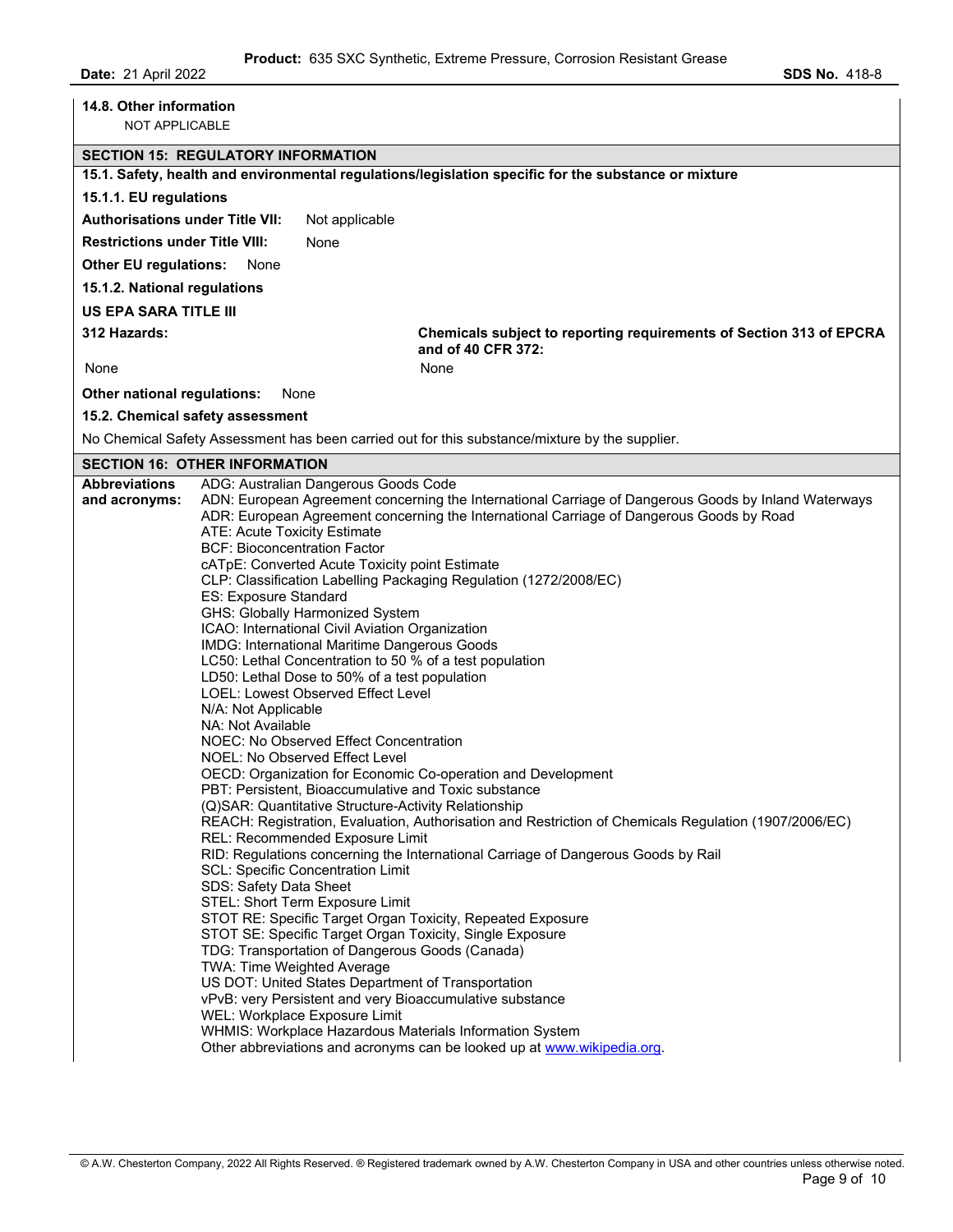**14.8. Other information**

NOT APPLICABLE

## SECTION 15: REGULATORY INFORMATION

**15.1. Safety, health and environmental regulations/legislation specific for the substance or mixture**

**15.1.1. EU regulations**

**Authorisations under Title VII:** Not applicable

**Restrictions under Title VIII:** None

**Other EU regulations:** None

**15.1.2. National regulations**

**US EPA SARA TITLE III**

| 312 Hazards: | Chemicals subject to reporting requirements of Section 313 of EPCRA and of 40 CFR 372: |
|---|---|
| None | None |

**Other national regulations:** None

**15.2. Chemical safety assessment**

No Chemical Safety Assessment has been carried out for this substance/mixture by the supplier.

## SECTION 16: OTHER INFORMATION

**Abbreviations and acronyms:**

ADG: Australian Dangerous Goods Code
ADN: European Agreement concerning the International Carriage of Dangerous Goods by Inland Waterways
ADR: European Agreement concerning the International Carriage of Dangerous Goods by Road
ATE: Acute Toxicity Estimate
BCF: Bioconcentration Factor
cATpE: Converted Acute Toxicity point Estimate
CLP: Classification Labelling Packaging Regulation (1272/2008/EC)
ES: Exposure Standard
GHS: Globally Harmonized System
ICAO: International Civil Aviation Organization
IMDG: International Maritime Dangerous Goods
LC50: Lethal Concentration to 50 % of a test population
LD50: Lethal Dose to 50% of a test population
LOEL: Lowest Observed Effect Level
N/A: Not Applicable
NA: Not Available
NOEC: No Observed Effect Concentration
NOEL: No Observed Effect Level
OECD: Organization for Economic Co-operation and Development
PBT: Persistent, Bioaccumulative and Toxic substance
(Q)SAR: Quantitative Structure-Activity Relationship
REACH: Registration, Evaluation, Authorisation and Restriction of Chemicals Regulation (1907/2006/EC)
REL: Recommended Exposure Limit
RID: Regulations concerning the International Carriage of Dangerous Goods by Rail
SCL: Specific Concentration Limit
SDS: Safety Data Sheet
STEL: Short Term Exposure Limit
STOT RE: Specific Target Organ Toxicity, Repeated Exposure
STOT SE: Specific Target Organ Toxicity, Single Exposure
TDG: Transportation of Dangerous Goods (Canada)
TWA: Time Weighted Average
US DOT: United States Department of Transportation
vPvB: very Persistent and very Bioaccumulative substance
WEL: Workplace Exposure Limit
WHMIS: Workplace Hazardous Materials Information System
Other abbreviations and acronyms can be looked up at www.wikipedia.org.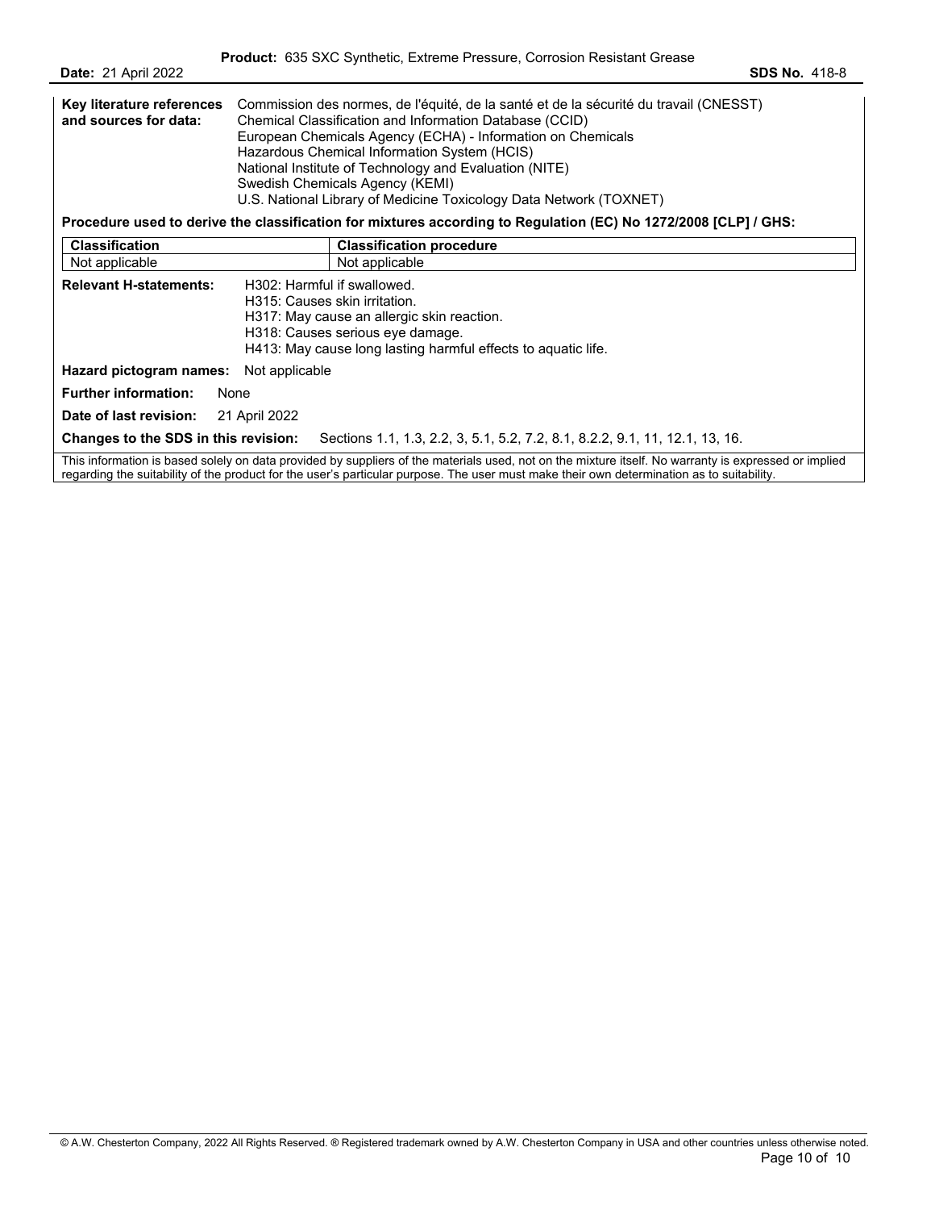**Key literature references and sources for data:** Commission des normes, de l'équité, de la santé et de la sécurité du travail (CNESST)
Chemical Classification and Information Database (CCID)
European Chemicals Agency (ECHA) - Information on Chemicals
Hazardous Chemical Information System (HCIS)
National Institute of Technology and Evaluation (NITE)
Swedish Chemicals Agency (KEMI)
U.S. National Library of Medicine Toxicology Data Network (TOXNET)

**Procedure used to derive the classification for mixtures according to Regulation (EC) No 1272/2008 [CLP] / GHS:**

| Classification | Classification procedure |
| --- | --- |
| Not applicable | Not applicable |

**Relevant H-statements:**
H302: Harmful if swallowed.
H315: Causes skin irritation.
H317: May cause an allergic skin reaction.
H318: Causes serious eye damage.
H413: May cause long lasting harmful effects to aquatic life.

**Hazard pictogram names:** Not applicable

**Further information:** None

**Date of last revision:** 21 April 2022

**Changes to the SDS in this revision:** Sections 1.1, 1.3, 2.2, 3, 5.1, 5.2, 7.2, 8.1, 8.2.2, 9.1, 11, 12.1, 13, 16.

This information is based solely on data provided by suppliers of the materials used, not on the mixture itself. No warranty is expressed or implied regarding the suitability of the product for the user's particular purpose. The user must make their own determination as to suitability.

© A.W. Chesterton Company, 2022 All Rights Reserved. ® Registered trademark owned by A.W. Chesterton Company in USA and other countries unless otherwise noted.